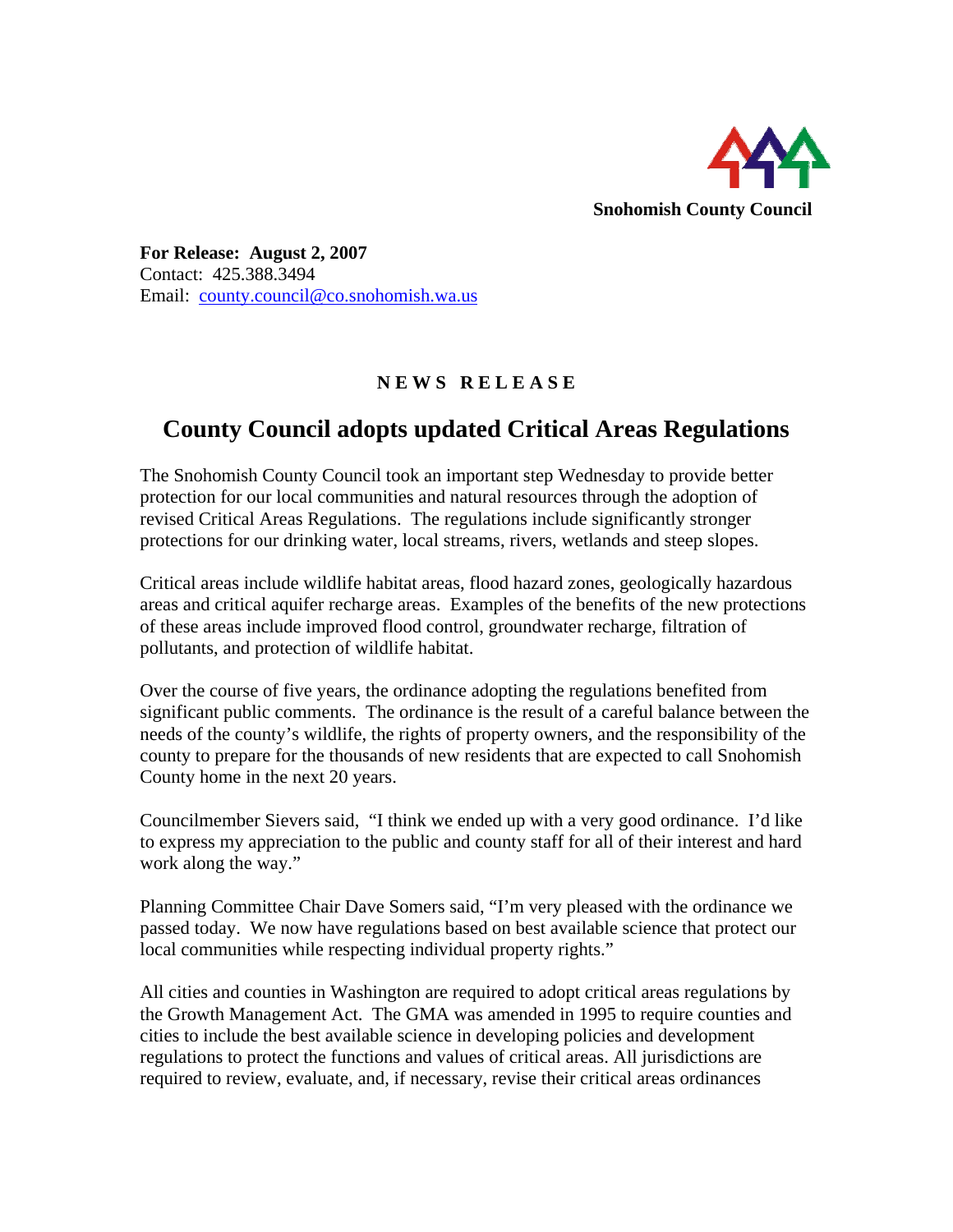**Snohomish County Council**

**For Release: August 2, 2007**
Contact: 425.388.3494
Email: [county.council@co.snohomish.wa.us](mailto:county.council@co.snohomish.wa.us)

**N E W S  R E L E A S E**

# County Council adopts updated Critical Areas Regulations

The Snohomish County Council took an important step Wednesday to provide better protection for our local communities and natural resources through the adoption of revised Critical Areas Regulations. The regulations include significantly stronger protections for our drinking water, local streams, rivers, wetlands and steep slopes.

Critical areas include wildlife habitat areas, flood hazard zones, geologically hazardous areas and critical aquifer recharge areas. Examples of the benefits of the new protections of these areas include improved flood control, groundwater recharge, filtration of pollutants, and protection of wildlife habitat.

Over the course of five years, the ordinance adopting the regulations benefited from significant public comments. The ordinance is the result of a careful balance between the needs of the county's wildlife, the rights of property owners, and the responsibility of the county to prepare for the thousands of new residents that are expected to call Snohomish County home in the next 20 years.

Councilmember Sievers said, "I think we ended up with a very good ordinance. I'd like to express my appreciation to the public and county staff for all of their interest and hard work along the way."

Planning Committee Chair Dave Somers said, "I'm very pleased with the ordinance we passed today. We now have regulations based on best available science that protect our local communities while respecting individual property rights."

All cities and counties in Washington are required to adopt critical areas regulations by the Growth Management Act. The GMA was amended in 1995 to require counties and cities to include the best available science in developing policies and development regulations to protect the functions and values of critical areas. All jurisdictions are required to review, evaluate, and, if necessary, revise their critical areas ordinances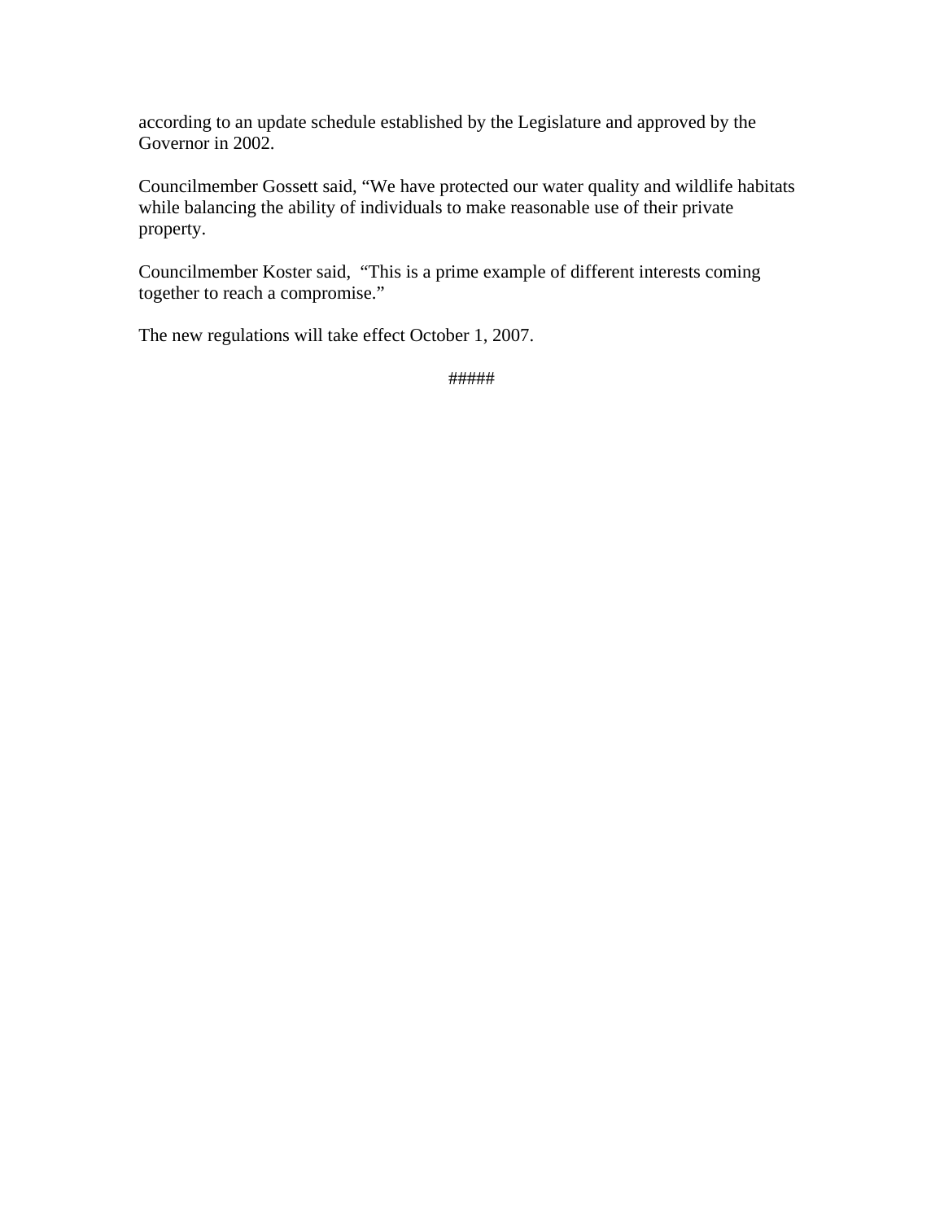according to an update schedule established by the Legislature and approved by the Governor in 2002.

Councilmember Gossett said, "We have protected our water quality and wildlife habitats while balancing the ability of individuals to make reasonable use of their private property.

Councilmember Koster said, "This is a prime example of different interests coming together to reach a compromise."

The new regulations will take effect October 1, 2007.

#####